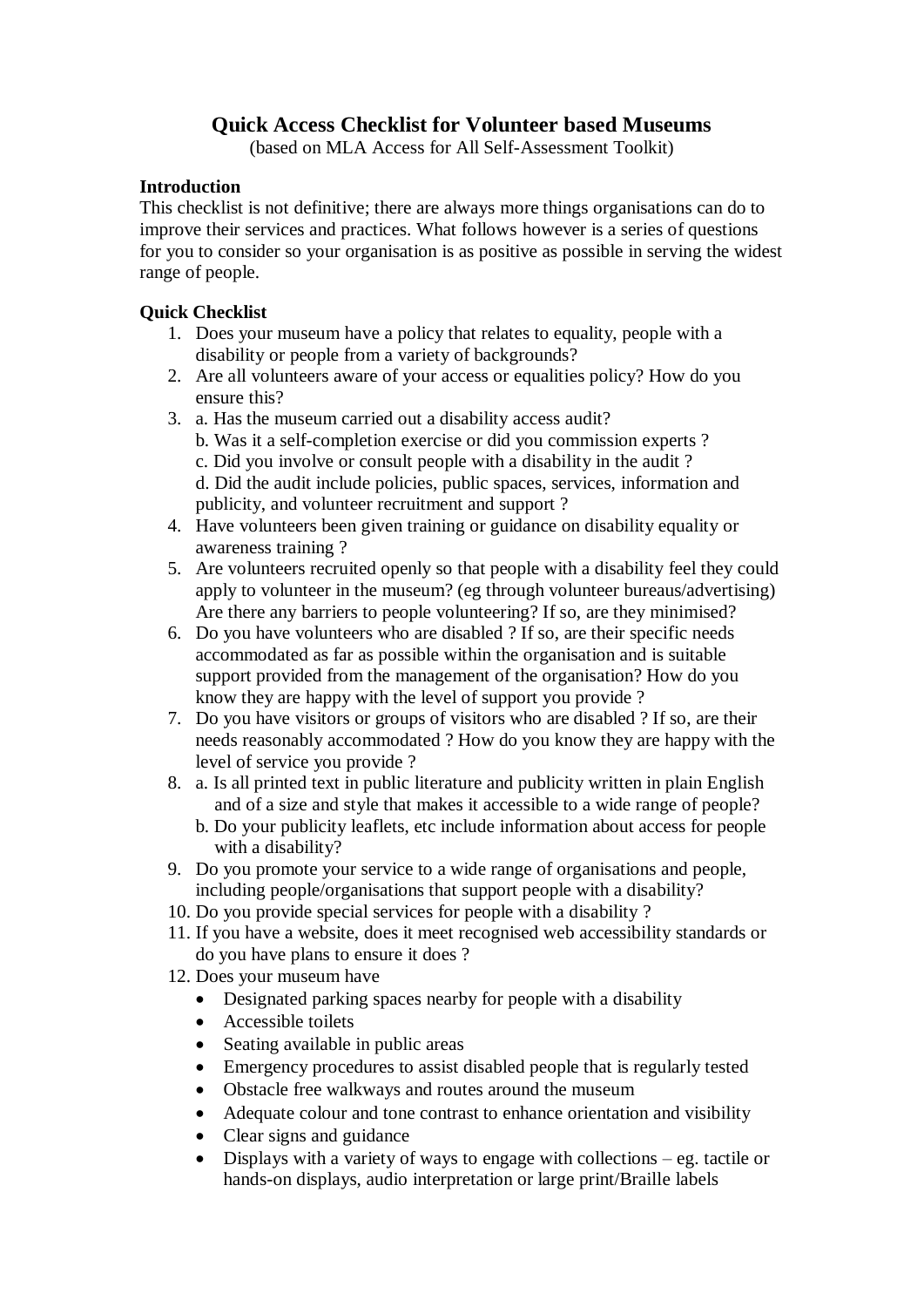# Quick Access Checklist for Volunteer based Museums

(based on MLA Access for All Self-Assessment Toolkit)

**Introduction**

This checklist is not definitive; there are always more things organisations can do to improve their services and practices. What follows however is a series of questions for you to consider so your organisation is as positive as possible in serving the widest range of people.

**Quick Checklist**

1. Does your museum have a policy that relates to equality, people with a disability or people from a variety of backgrounds?
2. Are all volunteers aware of your access or equalities policy? How do you ensure this?
3. a. Has the museum carried out a disability access audit?
   b. Was it a self-completion exercise or did you commission experts ?
   c. Did you involve or consult people with a disability in the audit ?
   d. Did the audit include policies, public spaces, services, information and publicity, and volunteer recruitment and support ?
4. Have volunteers been given training or guidance on disability equality or awareness training ?
5. Are volunteers recruited openly so that people with a disability feel they could apply to volunteer in the museum? (eg through volunteer bureaus/advertising) Are there any barriers to people volunteering? If so, are they minimised?
6. Do you have volunteers who are disabled ? If so, are their specific needs accommodated as far as possible within the organisation and is suitable support provided from the management of the organisation? How do you know they are happy with the level of support you provide ?
7. Do you have visitors or groups of visitors who are disabled ? If so, are their needs reasonably accommodated ? How do you know they are happy with the level of service you provide ?
8. a. Is all printed text in public literature and publicity written in plain English and of a size and style that makes it accessible to a wide range of people?
   b. Do your publicity leaflets, etc include information about access for people with a disability?
9. Do you promote your service to a wide range of organisations and people, including people/organisations that support people with a disability?
10. Do you provide special services for people with a disability ?
11. If you have a website, does it meet recognised web accessibility standards or do you have plans to ensure it does ?
12. Does your museum have
    - Designated parking spaces nearby for people with a disability
    - Accessible toilets
    - Seating available in public areas
    - Emergency procedures to assist disabled people that is regularly tested
    - Obstacle free walkways and routes around the museum
    - Adequate colour and tone contrast to enhance orientation and visibility
    - Clear signs and guidance
    - Displays with a variety of ways to engage with collections – eg. tactile or hands-on displays, audio interpretation or large print/Braille labels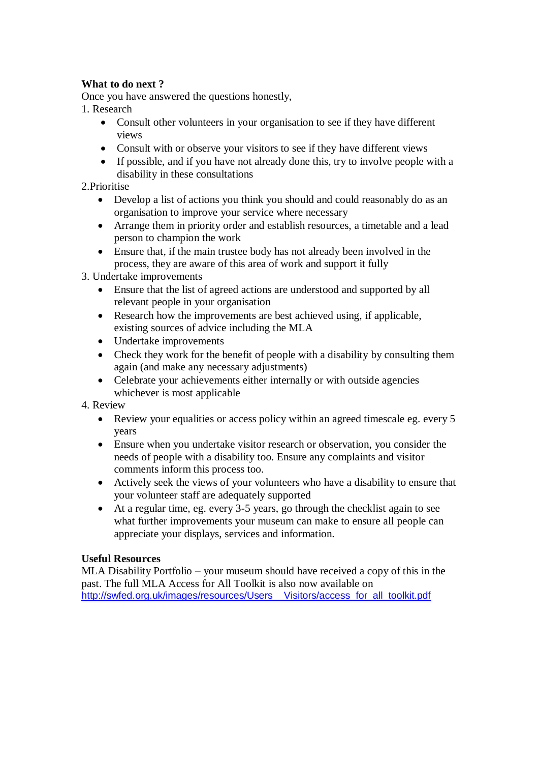**What to do next ?**

Once you have answered the questions honestly,

1. Research
    - Consult other volunteers in your organisation to see if they have different views
    - Consult with or observe your visitors to see if they have different views
    - If possible, and if you have not already done this, try to involve people with a disability in these consultations

2.Prioritise
- Develop a list of actions you think you should and could reasonably do as an organisation to improve your service where necessary
- Arrange them in priority order and establish resources, a timetable and a lead person to champion the work
- Ensure that, if the main trustee body has not already been involved in the process, they are aware of this area of work and support it fully

3. Undertake improvements
    - Ensure that the list of agreed actions are understood and supported by all relevant people in your organisation
    - Research how the improvements are best achieved using, if applicable, existing sources of advice including the MLA
    - Undertake improvements
    - Check they work for the benefit of people with a disability by consulting them again (and make any necessary adjustments)
    - Celebrate your achievements either internally or with outside agencies whichever is most applicable

4. Review
    - Review your equalities or access policy within an agreed timescale eg. every 5 years
    - Ensure when you undertake visitor research or observation, you consider the needs of people with a disability too. Ensure any complaints and visitor comments inform this process too.
    - Actively seek the views of your volunteers who have a disability to ensure that your volunteer staff are adequately supported
    - At a regular time, eg. every 3-5 years, go through the checklist again to see what further improvements your museum can make to ensure all people can appreciate your displays, services and information.

**Useful Resources**

MLA Disability Portfolio – your museum should have received a copy of this in the past. The full MLA Access for All Toolkit is also now available on
http://swfed.org.uk/images/resources/Users__Visitors/access_for_all_toolkit.pdf